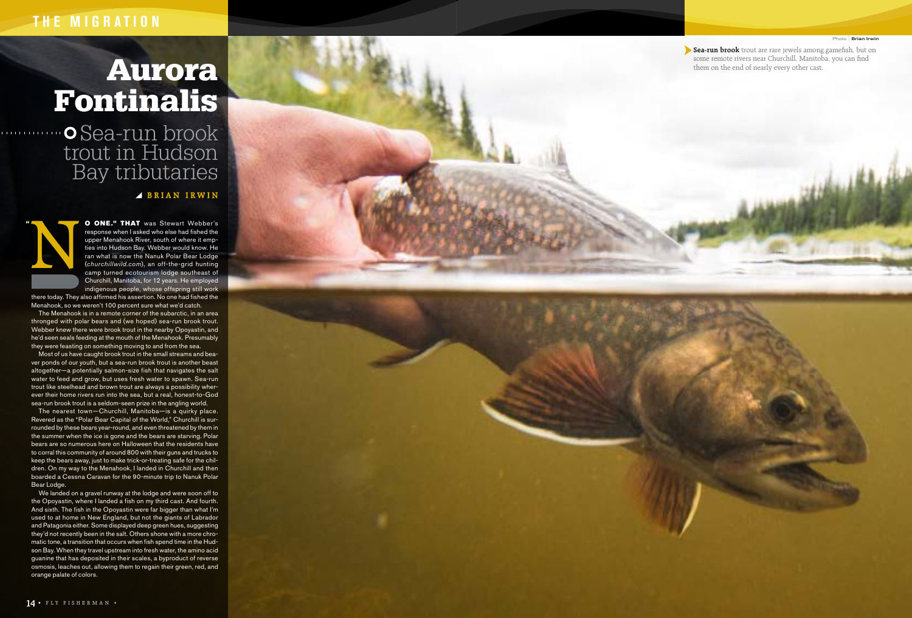# Aurora Fontinalis

## Sea-run brook trout in Hudson Bay tributaries

**BRIAN IRWIN**

Photo | Brian Irwin

**Sea-run brook** trout are rare jewels among gamefish, but on some remote rivers near Churchill, Manitoba, you can find them on the end of nearly every other cast.

"NO ONE." THAT was Stewart Webber's response when I asked who else had fished the upper Menahook River, south of where it empties into Hudson Bay. Webber would know. He ran what is now the Nanuk Polar Bear Lodge (*churchillwild.com*), an off-the-grid hunting camp turned ecotourism lodge southeast of Churchill, Manitoba, for 12 years. He employed indigenous people, whose offspring still work there today. They also affirmed his assertion. No one had fished the Menahook, so we weren't 100 percent sure what we'd catch.

The Menahook is in a remote corner of the subarctic, in an area thronged with polar bears and (we hoped) sea-run brook trout. Webber knew there were brook trout in the nearby Opoyastin, and he'd seen seals feeding at the mouth of the Menahook. Presumably they were feasting on something moving to and from the sea.

Most of us have caught brook trout in the small streams and beaver ponds of our youth, but a sea-run brook trout is another beast altogether—a potentially salmon-size fish that navigates the salt water to feed and grow, but uses fresh water to spawn. Sea-run trout like steelhead and brown trout are always a possibility wherever their home rivers run into the sea, but a real, honest-to-God sea-run brook trout is a seldom-seen prize in the angling world.

The nearest town—Churchill, Manitoba—is a quirky place. Revered as the "Polar Bear Capital of the World," Churchill is surrounded by these bears year-round, and even threatened by them in the summer when the ice is gone and the bears are starving. Polar bears are so numerous here on Halloween that the residents have to corral this community of around 800 with their guns and trucks to keep the bears away, just to make trick-or-treating safe for the children. On my way to the Menahook, I landed in Churchill and then boarded a Cessna Caravan for the 90-minute trip to Nanuk Polar Bear Lodge.

We landed on a gravel runway at the lodge and were soon off to the Opoyastin, where I landed a fish on my third cast. And fourth. And sixth. The fish in the Opoyastin were far bigger than what I'm used to at home in New England, but not the giants of Labrador and Patagonia either. Some displayed deep green hues, suggesting they'd not recently been in the salt. Others shone with a more chromatic tone, a transition that occurs when fish spend time in the Hudson Bay. When they travel upstream into fresh water, the amino acid guanine that has deposited in their scales, a byproduct of reverse osmosis, leaches out, allowing them to regain their green, red, and orange palate of colors.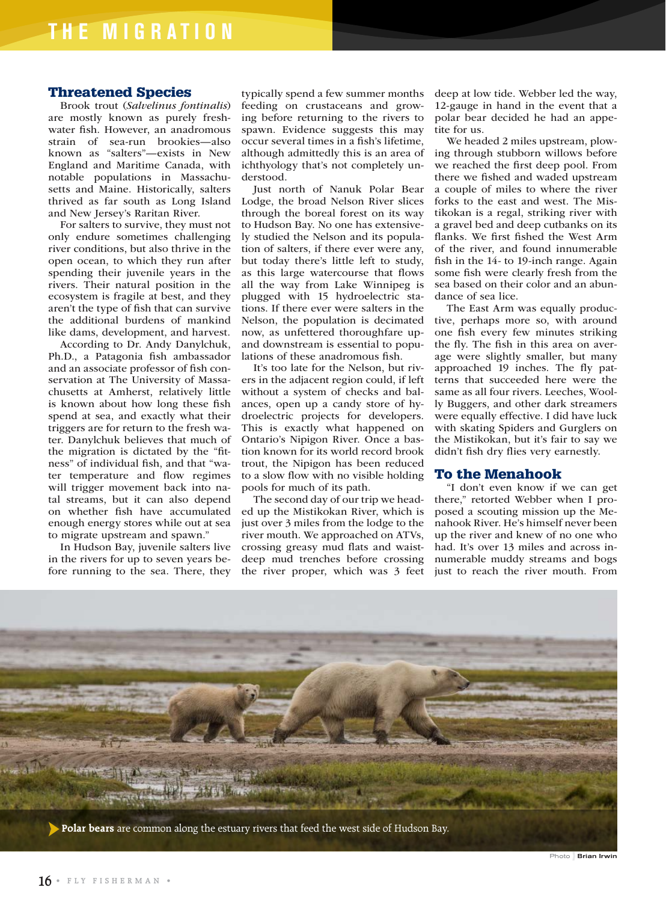## Threatened Species

Brook trout (*Salvelinus fontinalis*) are mostly known as purely freshwater fish. However, an anadromous strain of sea-run brookies—also known as "salters"—exists in New England and Maritime Canada, with notable populations in Massachusetts and Maine. Historically, salters thrived as far south as Long Island and New Jersey's Raritan River.

For salters to survive, they must not only endure sometimes challenging river conditions, but also thrive in the open ocean, to which they run after spending their juvenile years in the rivers. Their natural position in the ecosystem is fragile at best, and they aren't the type of fish that can survive the additional burdens of mankind like dams, development, and harvest.

According to Dr. Andy Danylchuk, Ph.D., a Patagonia fish ambassador and an associate professor of fish conservation at The University of Massachusetts at Amherst, relatively little is known about how long these fish spend at sea, and exactly what their triggers are for return to the fresh water. Danylchuk believes that much of the migration is dictated by the "fitness" of individual fish, and that "water temperature and flow regimes will trigger movement back into natal streams, but it can also depend on whether fish have accumulated enough energy stores while out at sea to migrate upstream and spawn."

In Hudson Bay, juvenile salters live in the rivers for up to seven years before running to the sea. There, they typically spend a few summer months feeding on crustaceans and growing before returning to the rivers to spawn. Evidence suggests this may occur several times in a fish's lifetime, although admittedly this is an area of ichthyology that's not completely understood.

Just north of Nanuk Polar Bear Lodge, the broad Nelson River slices through the boreal forest on its way to Hudson Bay. No one has extensively studied the Nelson and its population of salters, if there ever were any, but today there's little left to study, as this large watercourse that flows all the way from Lake Winnipeg is plugged with 15 hydroelectric stations. If there ever were salters in the Nelson, the population is decimated now, as unfettered thoroughfare up- and downstream is essential to populations of these anadromous fish.

It's too late for the Nelson, but rivers in the adjacent region could, if left without a system of checks and balances, open up a candy store of hydroelectric projects for developers. This is exactly what happened on Ontario's Nipigon River. Once a bastion known for its world record brook trout, the Nipigon has been reduced to a slow flow with no visible holding pools for much of its path.

The second day of our trip we headed up the Mistikokan River, which is just over 3 miles from the lodge to the river mouth. We approached on ATVs, crossing greasy mud flats and waist-deep mud trenches before crossing the river proper, which was 3 feet deep at low tide. Webber led the way, 12-gauge in hand in the event that a polar bear decided he had an appetite for us.

We headed 2 miles upstream, plowing through stubborn willows before we reached the first deep pool. From there we fished and waded upstream a couple of miles to where the river forks to the east and west. The Mistikokan is a regal, striking river with a gravel bed and deep cutbanks on its flanks. We first fished the West Arm of the river, and found innumerable fish in the 14- to 19-inch range. Again some fish were clearly fresh from the sea based on their color and an abundance of sea lice.

The East Arm was equally productive, perhaps more so, with around one fish every few minutes striking the fly. The fish in this area on average were slightly smaller, but many approached 19 inches. The fly patterns that succeeded here were the same as all four rivers. Leeches, Woolly Buggers, and other dark streamers were equally effective. I did have luck with skating Spiders and Gurglers on the Mistikokan, but it's fair to say we didn't fish dry flies very earnestly.

## To the Menahook

"I don't even know if we can get there," retorted Webber when I proposed a scouting mission up the Menahook River. He's himself never been up the river and knew of no one who had. It's over 13 miles and across innumerable muddy streams and bogs just to reach the river mouth. From

**Polar bears** are common along the estuary rivers that feed the west side of Hudson Bay.

Photo Brian Irwin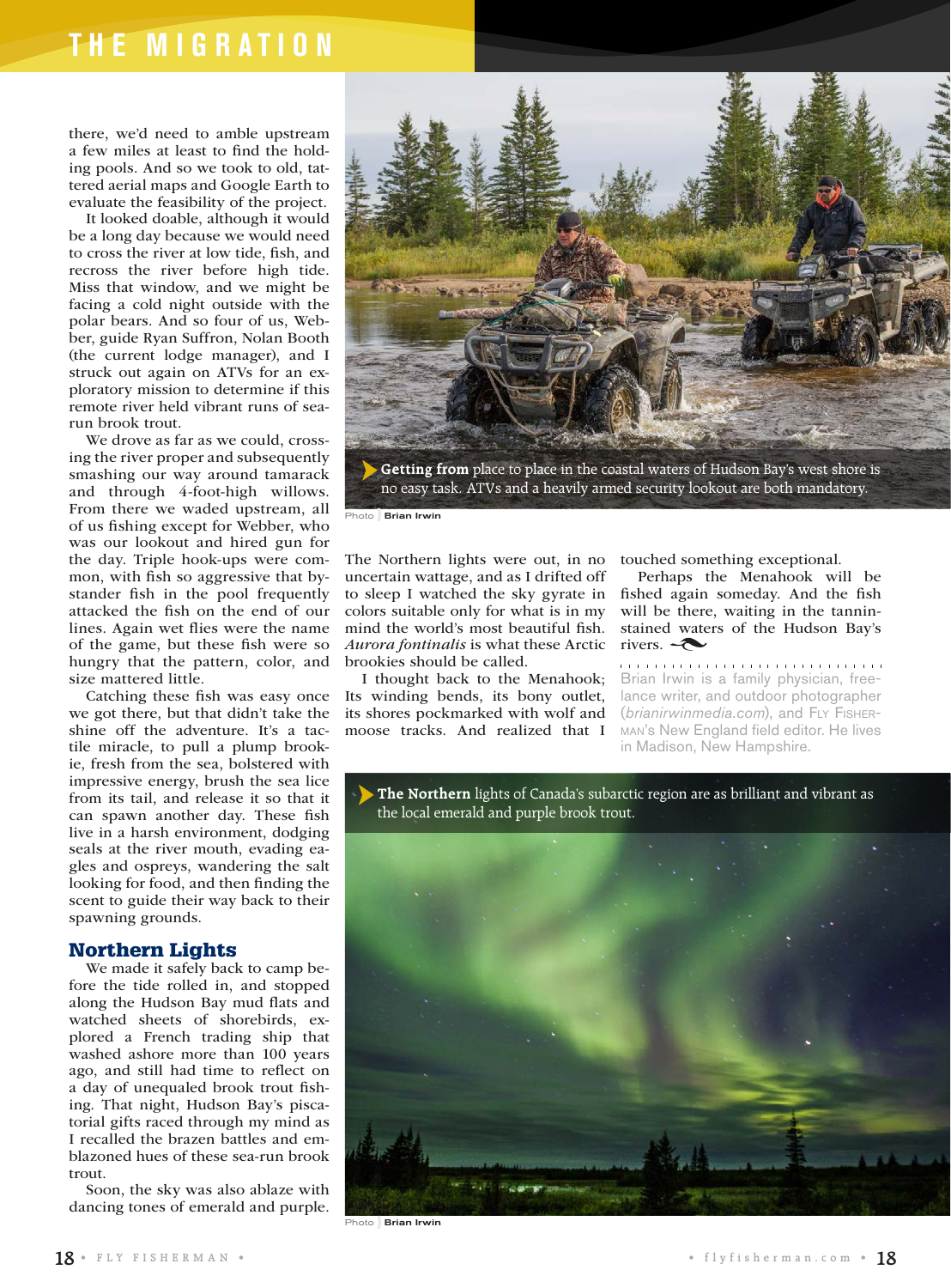there, we'd need to amble upstream a few miles at least to find the holding pools. And so we took to old, tattered aerial maps and Google Earth to evaluate the feasibility of the project.

It looked doable, although it would be a long day because we would need to cross the river at low tide, fish, and recross the river before high tide. Miss that window, and we might be facing a cold night outside with the polar bears. And so four of us, Webber, guide Ryan Suffron, Nolan Booth (the current lodge manager), and I struck out again on ATVs for an exploratory mission to determine if this remote river held vibrant runs of sea-run brook trout.

We drove as far as we could, crossing the river proper and subsequently smashing our way around tamarack and through 4-foot-high willows. From there we waded upstream, all of us fishing except for Webber, who was our lookout and hired gun for the day. Triple hook-ups were common, with fish so aggressive that bystander fish in the pool frequently attacked the fish on the end of our lines. Again wet flies were the name of the game, but these fish were so hungry that the pattern, color, and size mattered little.

Catching these fish was easy once we got there, but that didn't take the shine off the adventure. It's a tactile miracle, to pull a plump brookie, fresh from the sea, bolstered with impressive energy, brush the sea lice from its tail, and release it so that it can spawn another day. These fish live in a harsh environment, dodging seals at the river mouth, evading eagles and ospreys, wandering the salt looking for food, and then finding the scent to guide their way back to their spawning grounds.

**Getting from** place to place in the coastal waters of Hudson Bay's west shore is no easy task. ATVs and a heavily armed security lookout are both mandatory.

Photo | **Brian Irwin**

## Northern Lights

We made it safely back to camp before the tide rolled in, and stopped along the Hudson Bay mud flats and watched sheets of shorebirds, explored a French trading ship that washed ashore more than 100 years ago, and still had time to reflect on a day of unequaled brook trout fishing. That night, Hudson Bay's piscatorial gifts raced through my mind as I recalled the brazen battles and emblazoned hues of these sea-run brook trout.

Soon, the sky was also ablaze with dancing tones of emerald and purple. The Northern lights were out, in no uncertain wattage, and as I drifted off to sleep I watched the sky gyrate in colors suitable only for what is in my mind the world's most beautiful fish. *Aurora fontinalis* is what these Arctic brookies should be called.

I thought back to the Menahook; Its winding bends, its bony outlet, its shores pockmarked with wolf and moose tracks. And realized that I touched something exceptional.

Perhaps the Menahook will be fished again someday. And the fish will be there, waiting in the tannin-stained waters of the Hudson Bay's rivers.

Brian Irwin is a family physician, freelance writer, and outdoor photographer (*brianirwinmedia.com*), and Fly Fisherman's New England field editor. He lives in Madison, New Hampshire.

**The Northern** lights of Canada's subarctic region are as brilliant and vibrant as the local emerald and purple brook trout.

Photo | **Brian Irwin**